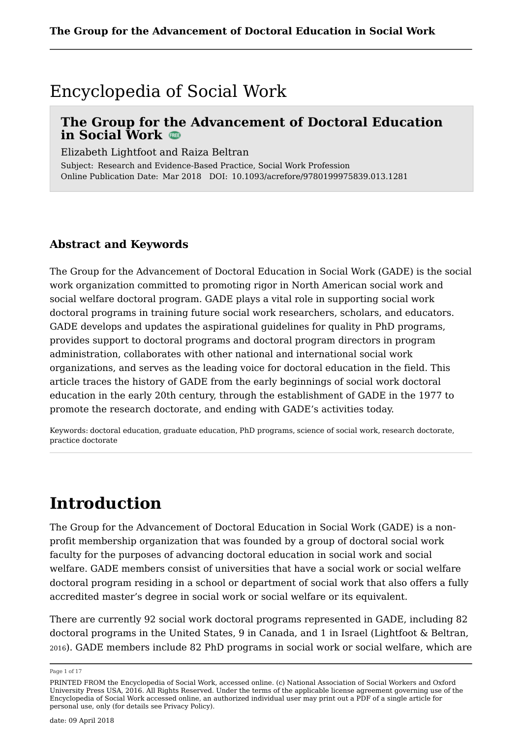# Encyclopedia of Social Work

## The Group for the Advancement of Doctoral Education in Social Work

Elizabeth Lightfoot and Raiza Beltran

Subject: Research and Evidence-Based Practice, Social Work Profession
Online Publication Date: Mar 2018 DOI: 10.1093/acrefore/9780199975839.013.1281

### Abstract and Keywords

The Group for the Advancement of Doctoral Education in Social Work (GADE) is the social work organization committed to promoting rigor in North American social work and social welfare doctoral program. GADE plays a vital role in supporting social work doctoral programs in training future social work researchers, scholars, and educators. GADE develops and updates the aspirational guidelines for quality in PhD programs, provides support to doctoral programs and doctoral program directors in program administration, collaborates with other national and international social work organizations, and serves as the leading voice for doctoral education in the field. This article traces the history of GADE from the early beginnings of social work doctoral education in the early 20th century, through the establishment of GADE in the 1977 to promote the research doctorate, and ending with GADE's activities today.

Keywords: doctoral education, graduate education, PhD programs, science of social work, research doctorate, practice doctorate

# Introduction

The Group for the Advancement of Doctoral Education in Social Work (GADE) is a non-profit membership organization that was founded by a group of doctoral social work faculty for the purposes of advancing doctoral education in social work and social welfare. GADE members consist of universities that have a social work or social welfare doctoral program residing in a school or department of social work that also offers a fully accredited master's degree in social work or social welfare or its equivalent.

There are currently 92 social work doctoral programs represented in GADE, including 82 doctoral programs in the United States, 9 in Canada, and 1 in Israel (Lightfoot & Beltran, 2016). GADE members include 82 PhD programs in social work or social welfare, which are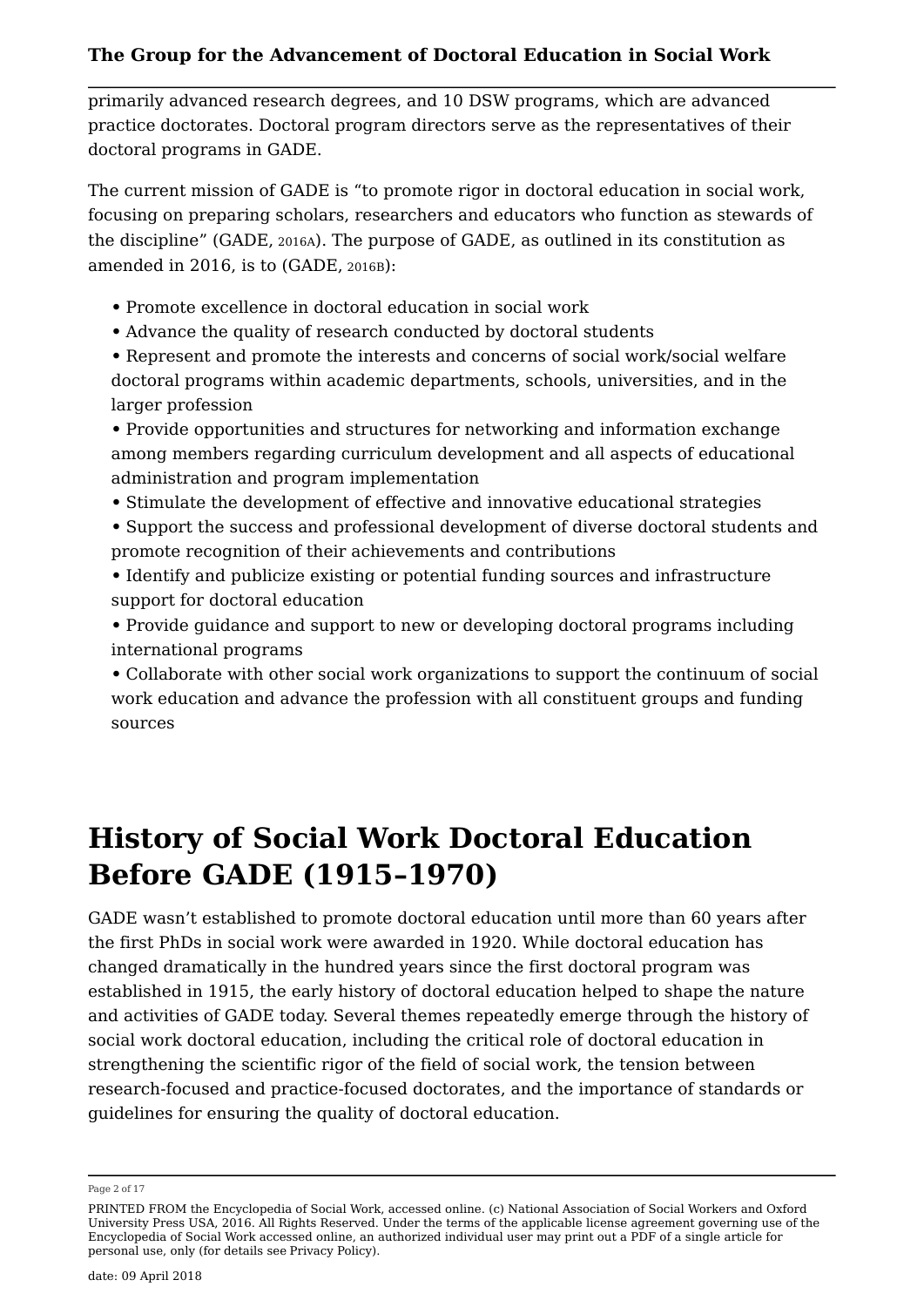primarily advanced research degrees, and 10 DSW programs, which are advanced practice doctorates. Doctoral program directors serve as the representatives of their doctoral programs in GADE.

The current mission of GADE is “to promote rigor in doctoral education in social work, focusing on preparing scholars, researchers and educators who function as stewards of the discipline” (GADE, 2016a). The purpose of GADE, as outlined in its constitution as amended in 2016, is to (GADE, 2016b):

- Promote excellence in doctoral education in social work
- Advance the quality of research conducted by doctoral students
- Represent and promote the interests and concerns of social work/social welfare doctoral programs within academic departments, schools, universities, and in the larger profession
- Provide opportunities and structures for networking and information exchange among members regarding curriculum development and all aspects of educational administration and program implementation
- Stimulate the development of effective and innovative educational strategies
- Support the success and professional development of diverse doctoral students and promote recognition of their achievements and contributions
- Identify and publicize existing or potential funding sources and infrastructure support for doctoral education
- Provide guidance and support to new or developing doctoral programs including international programs
- Collaborate with other social work organizations to support the continuum of social work education and advance the profession with all constituent groups and funding sources

# History of Social Work Doctoral Education Before GADE (1915–1970)

GADE wasn’t established to promote doctoral education until more than 60 years after the first PhDs in social work were awarded in 1920. While doctoral education has changed dramatically in the hundred years since the first doctoral program was established in 1915, the early history of doctoral education helped to shape the nature and activities of GADE today. Several themes repeatedly emerge through the history of social work doctoral education, including the critical role of doctoral education in strengthening the scientific rigor of the field of social work, the tension between research-focused and practice-focused doctorates, and the importance of standards or guidelines for ensuring the quality of doctoral education.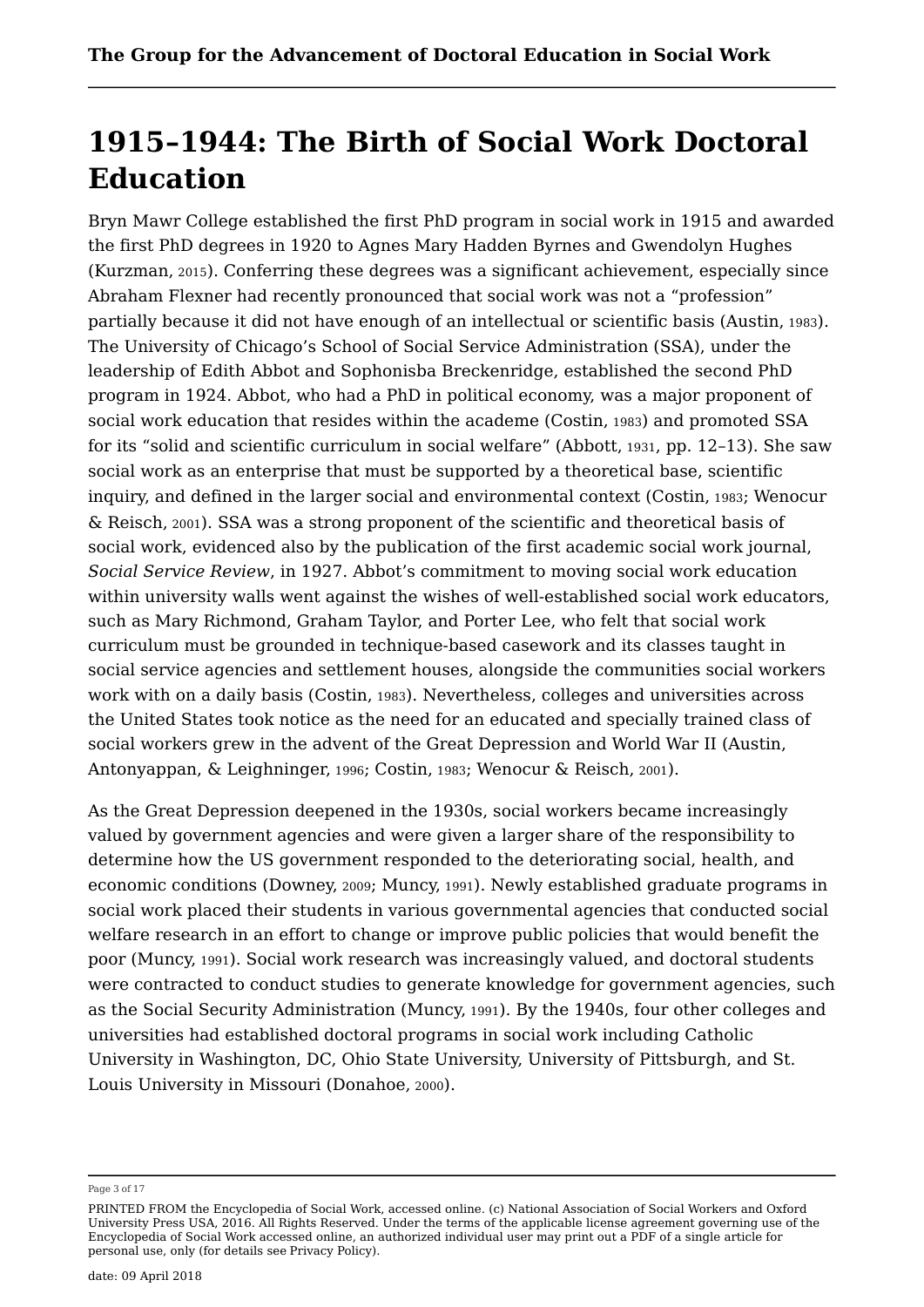# 1915–1944: The Birth of Social Work Doctoral Education

Bryn Mawr College established the first PhD program in social work in 1915 and awarded the first PhD degrees in 1920 to Agnes Mary Hadden Byrnes and Gwendolyn Hughes (Kurzman, 2015). Conferring these degrees was a significant achievement, especially since Abraham Flexner had recently pronounced that social work was not a "profession" partially because it did not have enough of an intellectual or scientific basis (Austin, 1983). The University of Chicago's School of Social Service Administration (SSA), under the leadership of Edith Abbot and Sophonisba Breckenridge, established the second PhD program in 1924. Abbot, who had a PhD in political economy, was a major proponent of social work education that resides within the academe (Costin, 1983) and promoted SSA for its "solid and scientific curriculum in social welfare" (Abbott, 1931, pp. 12–13). She saw social work as an enterprise that must be supported by a theoretical base, scientific inquiry, and defined in the larger social and environmental context (Costin, 1983; Wenocur & Reisch, 2001). SSA was a strong proponent of the scientific and theoretical basis of social work, evidenced also by the publication of the first academic social work journal, *Social Service Review*, in 1927. Abbot's commitment to moving social work education within university walls went against the wishes of well-established social work educators, such as Mary Richmond, Graham Taylor, and Porter Lee, who felt that social work curriculum must be grounded in technique-based casework and its classes taught in social service agencies and settlement houses, alongside the communities social workers work with on a daily basis (Costin, 1983). Nevertheless, colleges and universities across the United States took notice as the need for an educated and specially trained class of social workers grew in the advent of the Great Depression and World War II (Austin, Antonyappan, & Leighninger, 1996; Costin, 1983; Wenocur & Reisch, 2001).

As the Great Depression deepened in the 1930s, social workers became increasingly valued by government agencies and were given a larger share of the responsibility to determine how the US government responded to the deteriorating social, health, and economic conditions (Downey, 2009; Muncy, 1991). Newly established graduate programs in social work placed their students in various governmental agencies that conducted social welfare research in an effort to change or improve public policies that would benefit the poor (Muncy, 1991). Social work research was increasingly valued, and doctoral students were contracted to conduct studies to generate knowledge for government agencies, such as the Social Security Administration (Muncy, 1991). By the 1940s, four other colleges and universities had established doctoral programs in social work including Catholic University in Washington, DC, Ohio State University, University of Pittsburgh, and St. Louis University in Missouri (Donahoe, 2000).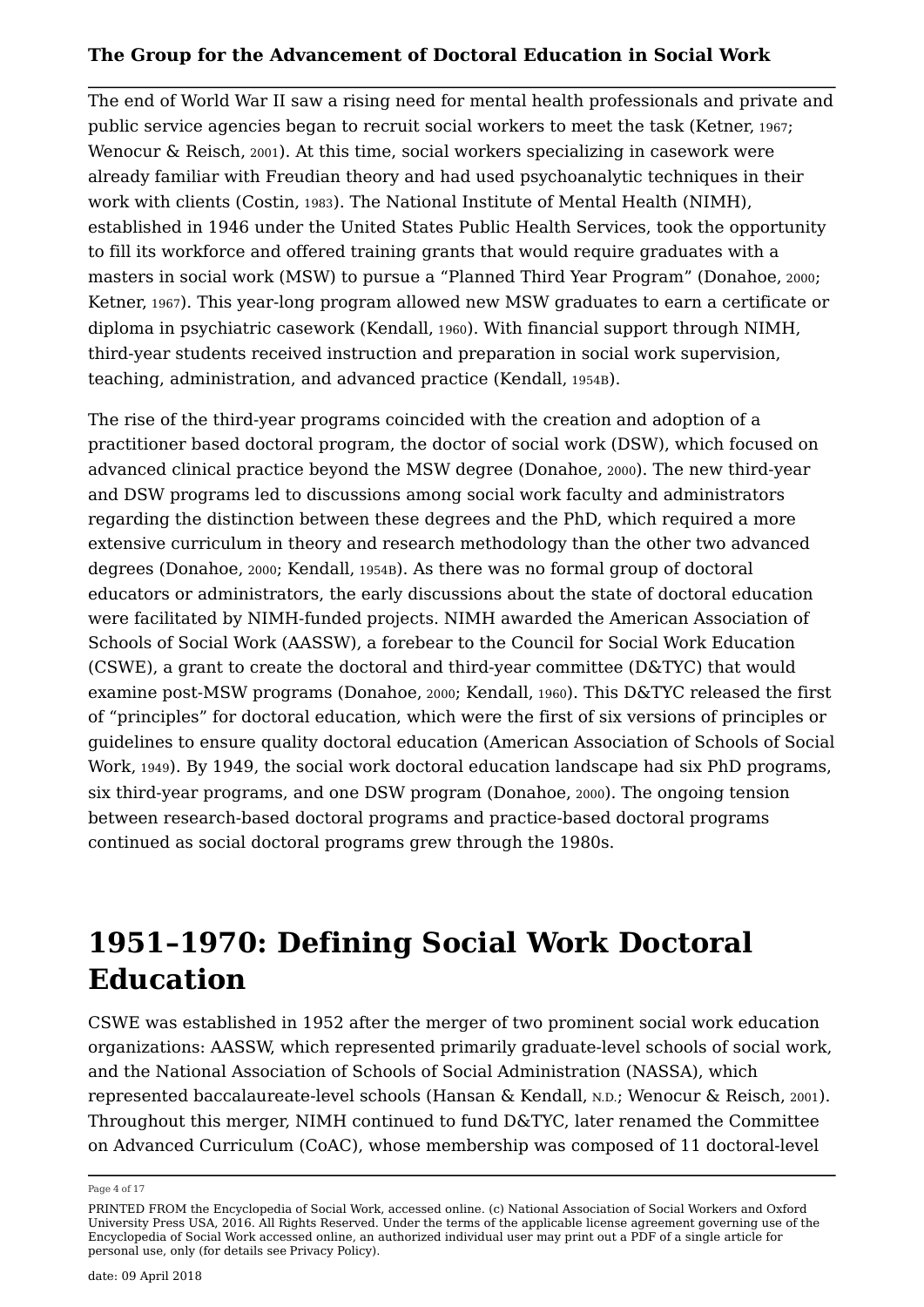The end of World War II saw a rising need for mental health professionals and private and public service agencies began to recruit social workers to meet the task (Ketner, 1967; Wenocur & Reisch, 2001). At this time, social workers specializing in casework were already familiar with Freudian theory and had used psychoanalytic techniques in their work with clients (Costin, 1983). The National Institute of Mental Health (NIMH), established in 1946 under the United States Public Health Services, took the opportunity to fill its workforce and offered training grants that would require graduates with a masters in social work (MSW) to pursue a "Planned Third Year Program" (Donahoe, 2000; Ketner, 1967). This year-long program allowed new MSW graduates to earn a certificate or diploma in psychiatric casework (Kendall, 1960). With financial support through NIMH, third-year students received instruction and preparation in social work supervision, teaching, administration, and advanced practice (Kendall, 1954B).

The rise of the third-year programs coincided with the creation and adoption of a practitioner based doctoral program, the doctor of social work (DSW), which focused on advanced clinical practice beyond the MSW degree (Donahoe, 2000). The new third-year and DSW programs led to discussions among social work faculty and administrators regarding the distinction between these degrees and the PhD, which required a more extensive curriculum in theory and research methodology than the other two advanced degrees (Donahoe, 2000; Kendall, 1954B). As there was no formal group of doctoral educators or administrators, the early discussions about the state of doctoral education were facilitated by NIMH-funded projects. NIMH awarded the American Association of Schools of Social Work (AASSW), a forebear to the Council for Social Work Education (CSWE), a grant to create the doctoral and third-year committee (D&TYC) that would examine post-MSW programs (Donahoe, 2000; Kendall, 1960). This D&TYC released the first of "principles" for doctoral education, which were the first of six versions of principles or guidelines to ensure quality doctoral education (American Association of Schools of Social Work, 1949). By 1949, the social work doctoral education landscape had six PhD programs, six third-year programs, and one DSW program (Donahoe, 2000). The ongoing tension between research-based doctoral programs and practice-based doctoral programs continued as social doctoral programs grew through the 1980s.

# 1951–1970: Defining Social Work Doctoral Education

CSWE was established in 1952 after the merger of two prominent social work education organizations: AASSW, which represented primarily graduate-level schools of social work, and the National Association of Schools of Social Administration (NASSA), which represented baccalaureate-level schools (Hansan & Kendall, N.D.; Wenocur & Reisch, 2001). Throughout this merger, NIMH continued to fund D&TYC, later renamed the Committee on Advanced Curriculum (CoAC), whose membership was composed of 11 doctoral-level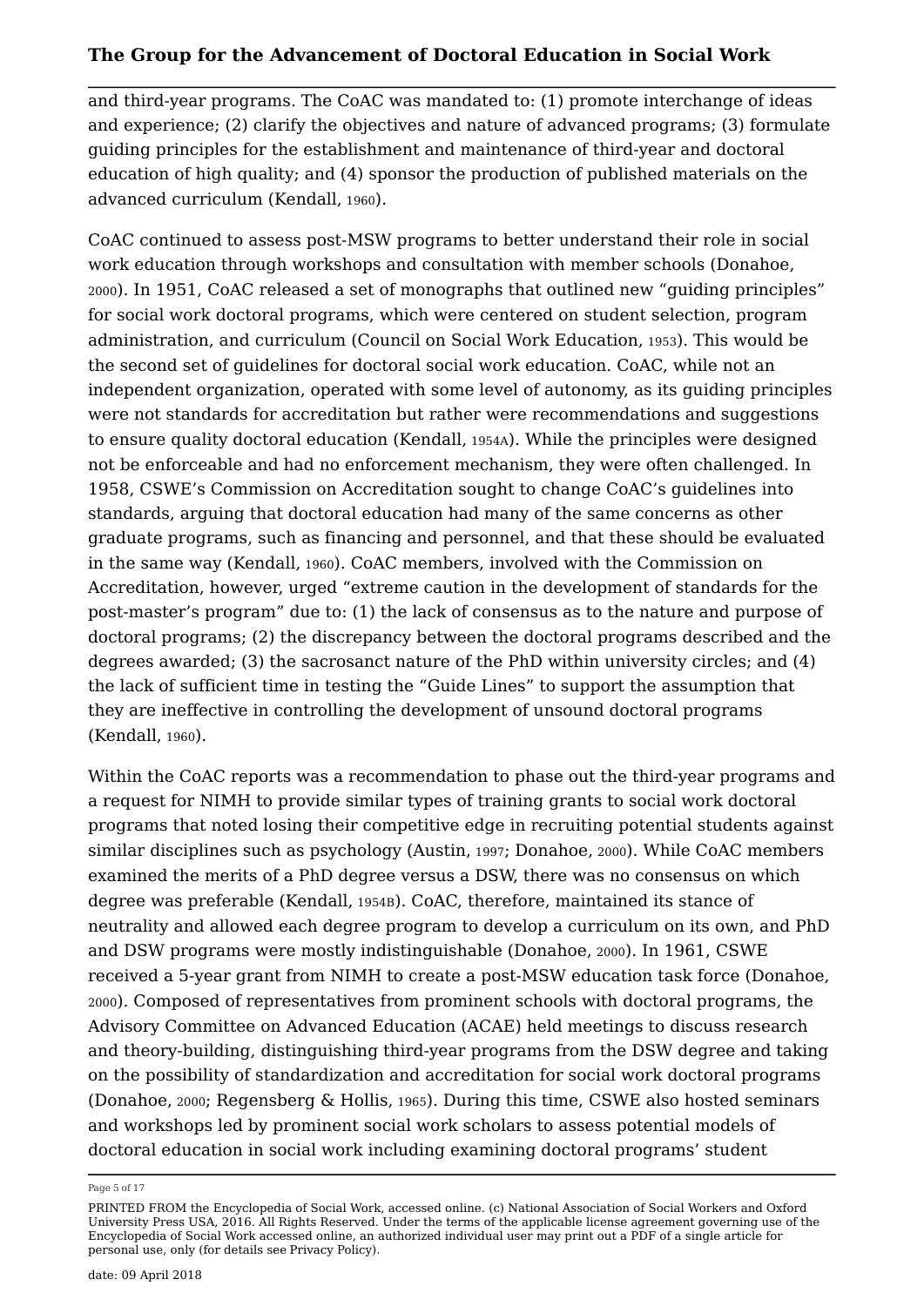and third-year programs. The CoAC was mandated to: (1) promote interchange of ideas and experience; (2) clarify the objectives and nature of advanced programs; (3) formulate guiding principles for the establishment and maintenance of third-year and doctoral education of high quality; and (4) sponsor the production of published materials on the advanced curriculum (Kendall, 1960).

CoAC continued to assess post-MSW programs to better understand their role in social work education through workshops and consultation with member schools (Donahoe, 2000). In 1951, CoAC released a set of monographs that outlined new "guiding principles" for social work doctoral programs, which were centered on student selection, program administration, and curriculum (Council on Social Work Education, 1953). This would be the second set of guidelines for doctoral social work education. CoAC, while not an independent organization, operated with some level of autonomy, as its guiding principles were not standards for accreditation but rather were recommendations and suggestions to ensure quality doctoral education (Kendall, 1954A). While the principles were designed not be enforceable and had no enforcement mechanism, they were often challenged. In 1958, CSWE's Commission on Accreditation sought to change CoAC's guidelines into standards, arguing that doctoral education had many of the same concerns as other graduate programs, such as financing and personnel, and that these should be evaluated in the same way (Kendall, 1960). CoAC members, involved with the Commission on Accreditation, however, urged "extreme caution in the development of standards for the post-master's program" due to: (1) the lack of consensus as to the nature and purpose of doctoral programs; (2) the discrepancy between the doctoral programs described and the degrees awarded; (3) the sacrosanct nature of the PhD within university circles; and (4) the lack of sufficient time in testing the "Guide Lines" to support the assumption that they are ineffective in controlling the development of unsound doctoral programs (Kendall, 1960).

Within the CoAC reports was a recommendation to phase out the third-year programs and a request for NIMH to provide similar types of training grants to social work doctoral programs that noted losing their competitive edge in recruiting potential students against similar disciplines such as psychology (Austin, 1997; Donahoe, 2000). While CoAC members examined the merits of a PhD degree versus a DSW, there was no consensus on which degree was preferable (Kendall, 1954B). CoAC, therefore, maintained its stance of neutrality and allowed each degree program to develop a curriculum on its own, and PhD and DSW programs were mostly indistinguishable (Donahoe, 2000). In 1961, CSWE received a 5-year grant from NIMH to create a post-MSW education task force (Donahoe, 2000). Composed of representatives from prominent schools with doctoral programs, the Advisory Committee on Advanced Education (ACAE) held meetings to discuss research and theory-building, distinguishing third-year programs from the DSW degree and taking on the possibility of standardization and accreditation for social work doctoral programs (Donahoe, 2000; Regensberg & Hollis, 1965). During this time, CSWE also hosted seminars and workshops led by prominent social work scholars to assess potential models of doctoral education in social work including examining doctoral programs' student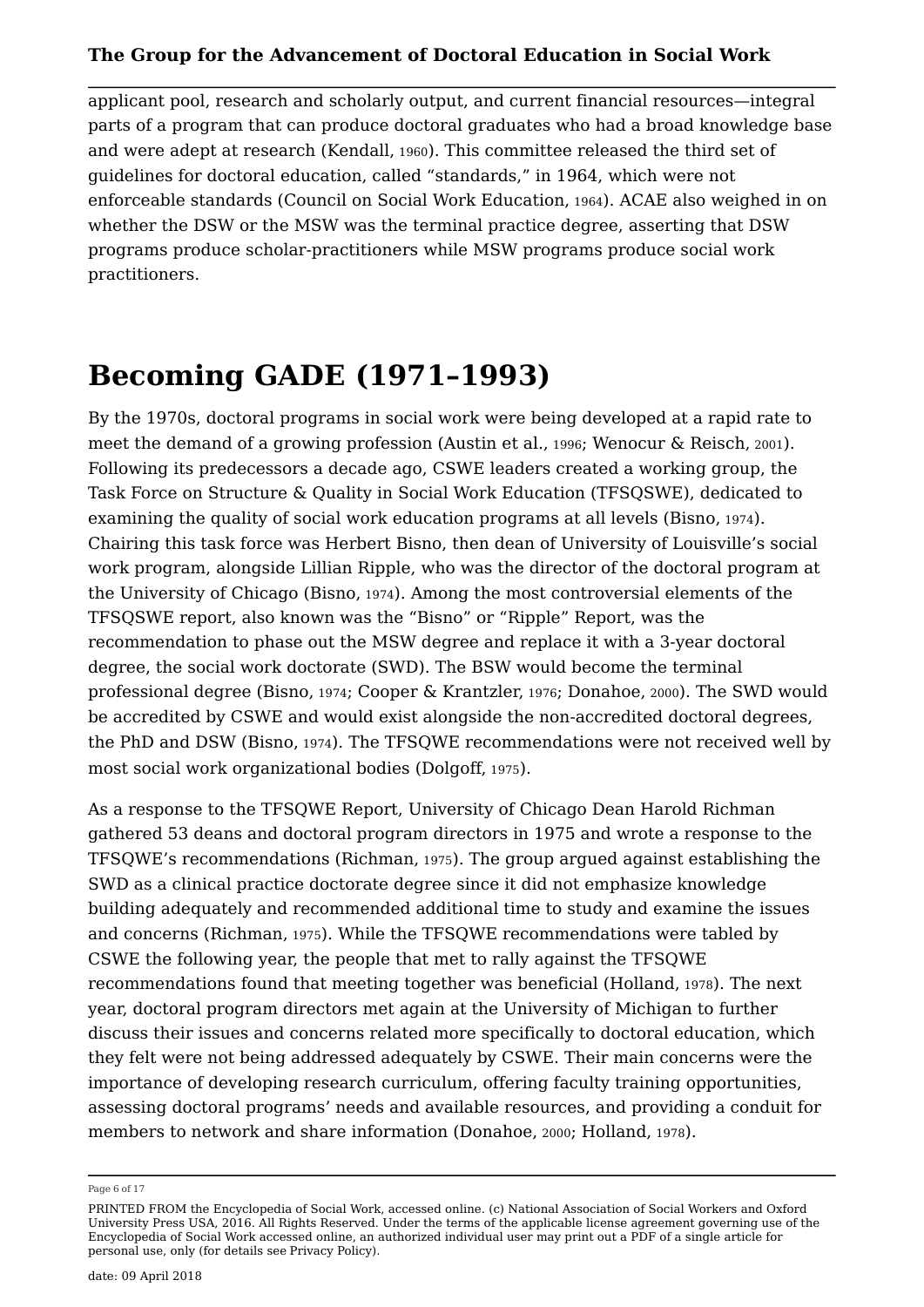applicant pool, research and scholarly output, and current financial resources—integral parts of a program that can produce doctoral graduates who had a broad knowledge base and were adept at research (Kendall, 1960). This committee released the third set of guidelines for doctoral education, called "standards," in 1964, which were not enforceable standards (Council on Social Work Education, 1964). ACAE also weighed in on whether the DSW or the MSW was the terminal practice degree, asserting that DSW programs produce scholar-practitioners while MSW programs produce social work practitioners.

## Becoming GADE (1971–1993)

By the 1970s, doctoral programs in social work were being developed at a rapid rate to meet the demand of a growing profession (Austin et al., 1996; Wenocur & Reisch, 2001). Following its predecessors a decade ago, CSWE leaders created a working group, the Task Force on Structure & Quality in Social Work Education (TFSQSWE), dedicated to examining the quality of social work education programs at all levels (Bisno, 1974). Chairing this task force was Herbert Bisno, then dean of University of Louisville's social work program, alongside Lillian Ripple, who was the director of the doctoral program at the University of Chicago (Bisno, 1974). Among the most controversial elements of the TFSQSWE report, also known was the "Bisno" or "Ripple" Report, was the recommendation to phase out the MSW degree and replace it with a 3-year doctoral degree, the social work doctorate (SWD). The BSW would become the terminal professional degree (Bisno, 1974; Cooper & Krantzler, 1976; Donahoe, 2000). The SWD would be accredited by CSWE and would exist alongside the non-accredited doctoral degrees, the PhD and DSW (Bisno, 1974). The TFSQWE recommendations were not received well by most social work organizational bodies (Dolgoff, 1975).

As a response to the TFSQWE Report, University of Chicago Dean Harold Richman gathered 53 deans and doctoral program directors in 1975 and wrote a response to the TFSQWE's recommendations (Richman, 1975). The group argued against establishing the SWD as a clinical practice doctorate degree since it did not emphasize knowledge building adequately and recommended additional time to study and examine the issues and concerns (Richman, 1975). While the TFSQWE recommendations were tabled by CSWE the following year, the people that met to rally against the TFSQWE recommendations found that meeting together was beneficial (Holland, 1978). The next year, doctoral program directors met again at the University of Michigan to further discuss their issues and concerns related more specifically to doctoral education, which they felt were not being addressed adequately by CSWE. Their main concerns were the importance of developing research curriculum, offering faculty training opportunities, assessing doctoral programs' needs and available resources, and providing a conduit for members to network and share information (Donahoe, 2000; Holland, 1978).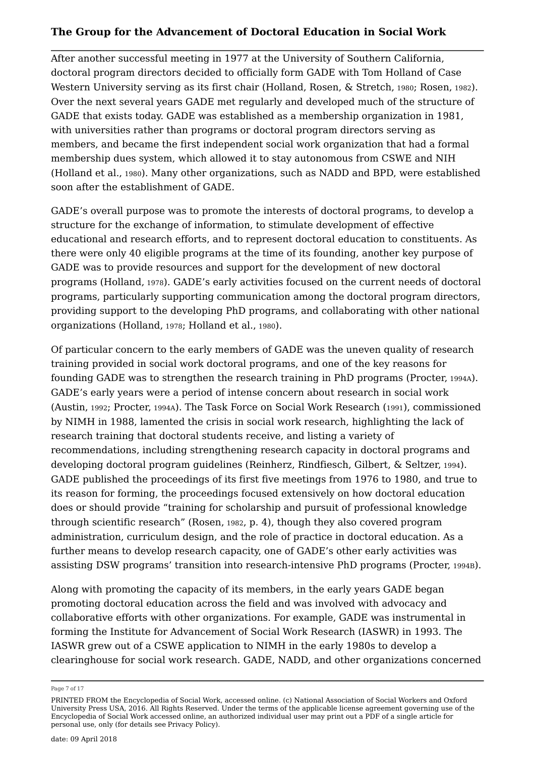After another successful meeting in 1977 at the University of Southern California, doctoral program directors decided to officially form GADE with Tom Holland of Case Western University serving as its first chair (Holland, Rosen, & Stretch, 1980; Rosen, 1982). Over the next several years GADE met regularly and developed much of the structure of GADE that exists today. GADE was established as a membership organization in 1981, with universities rather than programs or doctoral program directors serving as members, and became the first independent social work organization that had a formal membership dues system, which allowed it to stay autonomous from CSWE and NIH (Holland et al., 1980). Many other organizations, such as NADD and BPD, were established soon after the establishment of GADE.

GADE's overall purpose was to promote the interests of doctoral programs, to develop a structure for the exchange of information, to stimulate development of effective educational and research efforts, and to represent doctoral education to constituents. As there were only 40 eligible programs at the time of its founding, another key purpose of GADE was to provide resources and support for the development of new doctoral programs (Holland, 1978). GADE's early activities focused on the current needs of doctoral programs, particularly supporting communication among the doctoral program directors, providing support to the developing PhD programs, and collaborating with other national organizations (Holland, 1978; Holland et al., 1980).

Of particular concern to the early members of GADE was the uneven quality of research training provided in social work doctoral programs, and one of the key reasons for founding GADE was to strengthen the research training in PhD programs (Procter, 1994A). GADE's early years were a period of intense concern about research in social work (Austin, 1992; Procter, 1994A). The Task Force on Social Work Research (1991), commissioned by NIMH in 1988, lamented the crisis in social work research, highlighting the lack of research training that doctoral students receive, and listing a variety of recommendations, including strengthening research capacity in doctoral programs and developing doctoral program guidelines (Reinherz, Rindfiesch, Gilbert, & Seltzer, 1994). GADE published the proceedings of its first five meetings from 1976 to 1980, and true to its reason for forming, the proceedings focused extensively on how doctoral education does or should provide "training for scholarship and pursuit of professional knowledge through scientific research" (Rosen, 1982, p. 4), though they also covered program administration, curriculum design, and the role of practice in doctoral education. As a further means to develop research capacity, one of GADE's other early activities was assisting DSW programs' transition into research-intensive PhD programs (Procter, 1994B).

Along with promoting the capacity of its members, in the early years GADE began promoting doctoral education across the field and was involved with advocacy and collaborative efforts with other organizations. For example, GADE was instrumental in forming the Institute for Advancement of Social Work Research (IASWR) in 1993. The IASWR grew out of a CSWE application to NIMH in the early 1980s to develop a clearinghouse for social work research. GADE, NADD, and other organizations concerned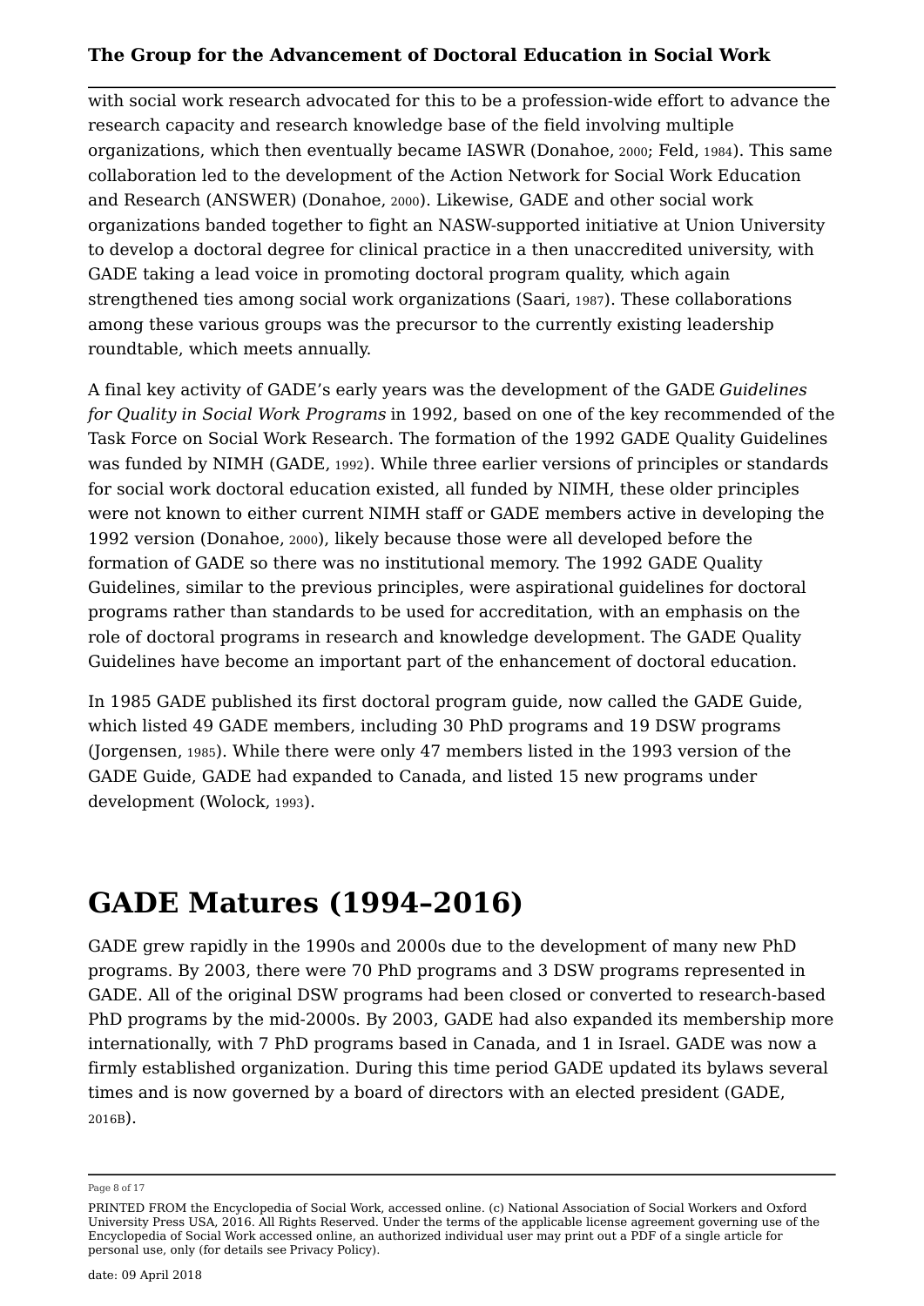with social work research advocated for this to be a profession-wide effort to advance the research capacity and research knowledge base of the field involving multiple organizations, which then eventually became IASWR (Donahoe, 2000; Feld, 1984). This same collaboration led to the development of the Action Network for Social Work Education and Research (ANSWER) (Donahoe, 2000). Likewise, GADE and other social work organizations banded together to fight an NASW-supported initiative at Union University to develop a doctoral degree for clinical practice in a then unaccredited university, with GADE taking a lead voice in promoting doctoral program quality, which again strengthened ties among social work organizations (Saari, 1987). These collaborations among these various groups was the precursor to the currently existing leadership roundtable, which meets annually.

A final key activity of GADE's early years was the development of the GADE *Guidelines for Quality in Social Work Programs* in 1992, based on one of the key recommended of the Task Force on Social Work Research. The formation of the 1992 GADE Quality Guidelines was funded by NIMH (GADE, 1992). While three earlier versions of principles or standards for social work doctoral education existed, all funded by NIMH, these older principles were not known to either current NIMH staff or GADE members active in developing the 1992 version (Donahoe, 2000), likely because those were all developed before the formation of GADE so there was no institutional memory. The 1992 GADE Quality Guidelines, similar to the previous principles, were aspirational guidelines for doctoral programs rather than standards to be used for accreditation, with an emphasis on the role of doctoral programs in research and knowledge development. The GADE Quality Guidelines have become an important part of the enhancement of doctoral education.

In 1985 GADE published its first doctoral program guide, now called the GADE Guide, which listed 49 GADE members, including 30 PhD programs and 19 DSW programs (Jorgensen, 1985). While there were only 47 members listed in the 1993 version of the GADE Guide, GADE had expanded to Canada, and listed 15 new programs under development (Wolock, 1993).

# GADE Matures (1994–2016)

GADE grew rapidly in the 1990s and 2000s due to the development of many new PhD programs. By 2003, there were 70 PhD programs and 3 DSW programs represented in GADE. All of the original DSW programs had been closed or converted to research-based PhD programs by the mid-2000s. By 2003, GADE had also expanded its membership more internationally, with 7 PhD programs based in Canada, and 1 in Israel. GADE was now a firmly established organization. During this time period GADE updated its bylaws several times and is now governed by a board of directors with an elected president (GADE, 2016B).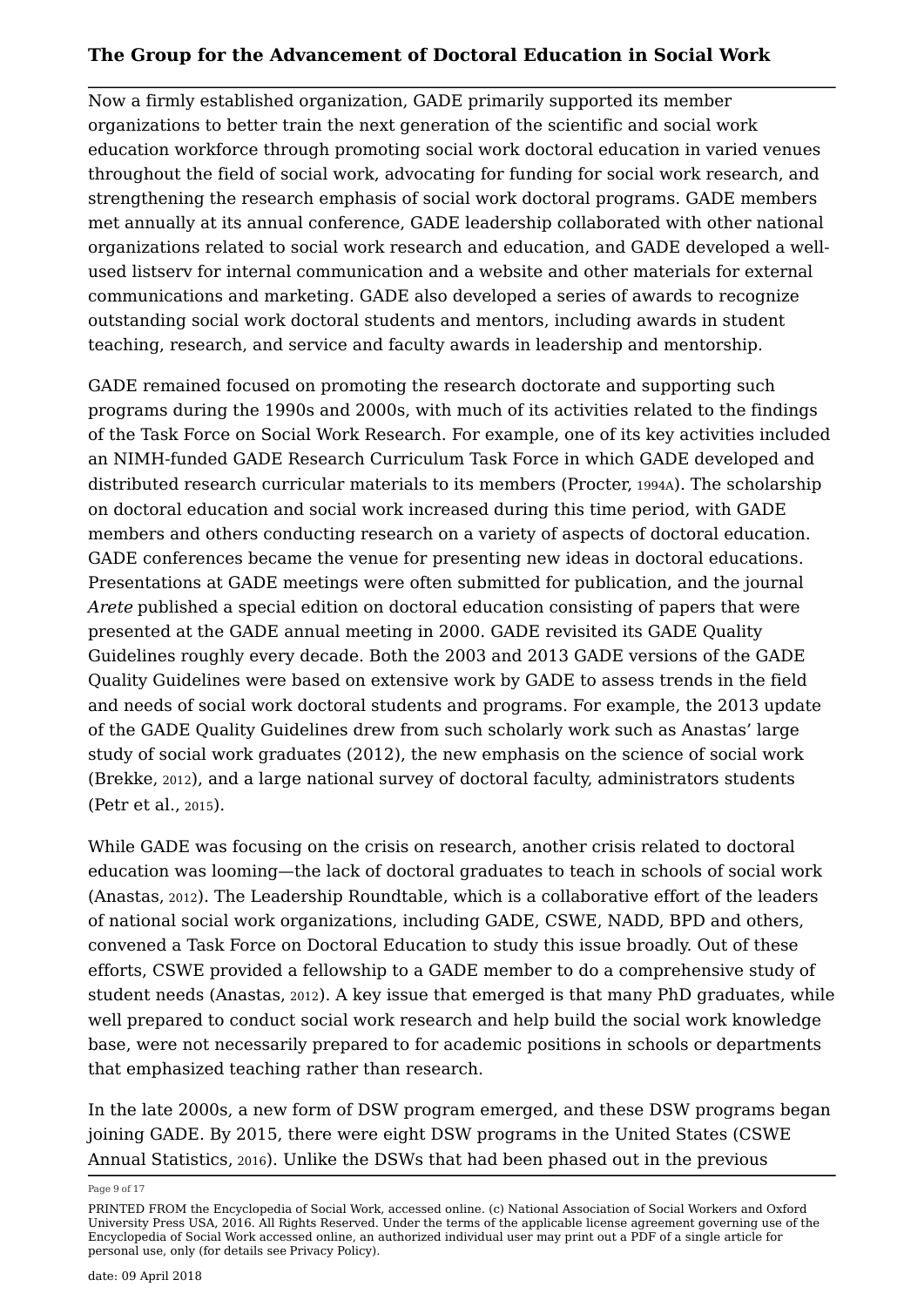Now a firmly established organization, GADE primarily supported its member organizations to better train the next generation of the scientific and social work education workforce through promoting social work doctoral education in varied venues throughout the field of social work, advocating for funding for social work research, and strengthening the research emphasis of social work doctoral programs. GADE members met annually at its annual conference, GADE leadership collaborated with other national organizations related to social work research and education, and GADE developed a well-used listserv for internal communication and a website and other materials for external communications and marketing. GADE also developed a series of awards to recognize outstanding social work doctoral students and mentors, including awards in student teaching, research, and service and faculty awards in leadership and mentorship.

GADE remained focused on promoting the research doctorate and supporting such programs during the 1990s and 2000s, with much of its activities related to the findings of the Task Force on Social Work Research. For example, one of its key activities included an NIMH-funded GADE Research Curriculum Task Force in which GADE developed and distributed research curricular materials to its members (Procter, 1994A). The scholarship on doctoral education and social work increased during this time period, with GADE members and others conducting research on a variety of aspects of doctoral education. GADE conferences became the venue for presenting new ideas in doctoral educations. Presentations at GADE meetings were often submitted for publication, and the journal *Arete* published a special edition on doctoral education consisting of papers that were presented at the GADE annual meeting in 2000. GADE revisited its GADE Quality Guidelines roughly every decade. Both the 2003 and 2013 GADE versions of the GADE Quality Guidelines were based on extensive work by GADE to assess trends in the field and needs of social work doctoral students and programs. For example, the 2013 update of the GADE Quality Guidelines drew from such scholarly work such as Anastas' large study of social work graduates (2012), the new emphasis on the science of social work (Brekke, 2012), and a large national survey of doctoral faculty, administrators students (Petr et al., 2015).

While GADE was focusing on the crisis on research, another crisis related to doctoral education was looming—the lack of doctoral graduates to teach in schools of social work (Anastas, 2012). The Leadership Roundtable, which is a collaborative effort of the leaders of national social work organizations, including GADE, CSWE, NADD, BPD and others, convened a Task Force on Doctoral Education to study this issue broadly. Out of these efforts, CSWE provided a fellowship to a GADE member to do a comprehensive study of student needs (Anastas, 2012). A key issue that emerged is that many PhD graduates, while well prepared to conduct social work research and help build the social work knowledge base, were not necessarily prepared to for academic positions in schools or departments that emphasized teaching rather than research.

In the late 2000s, a new form of DSW program emerged, and these DSW programs began joining GADE. By 2015, there were eight DSW programs in the United States (CSWE Annual Statistics, 2016). Unlike the DSWs that had been phased out in the previous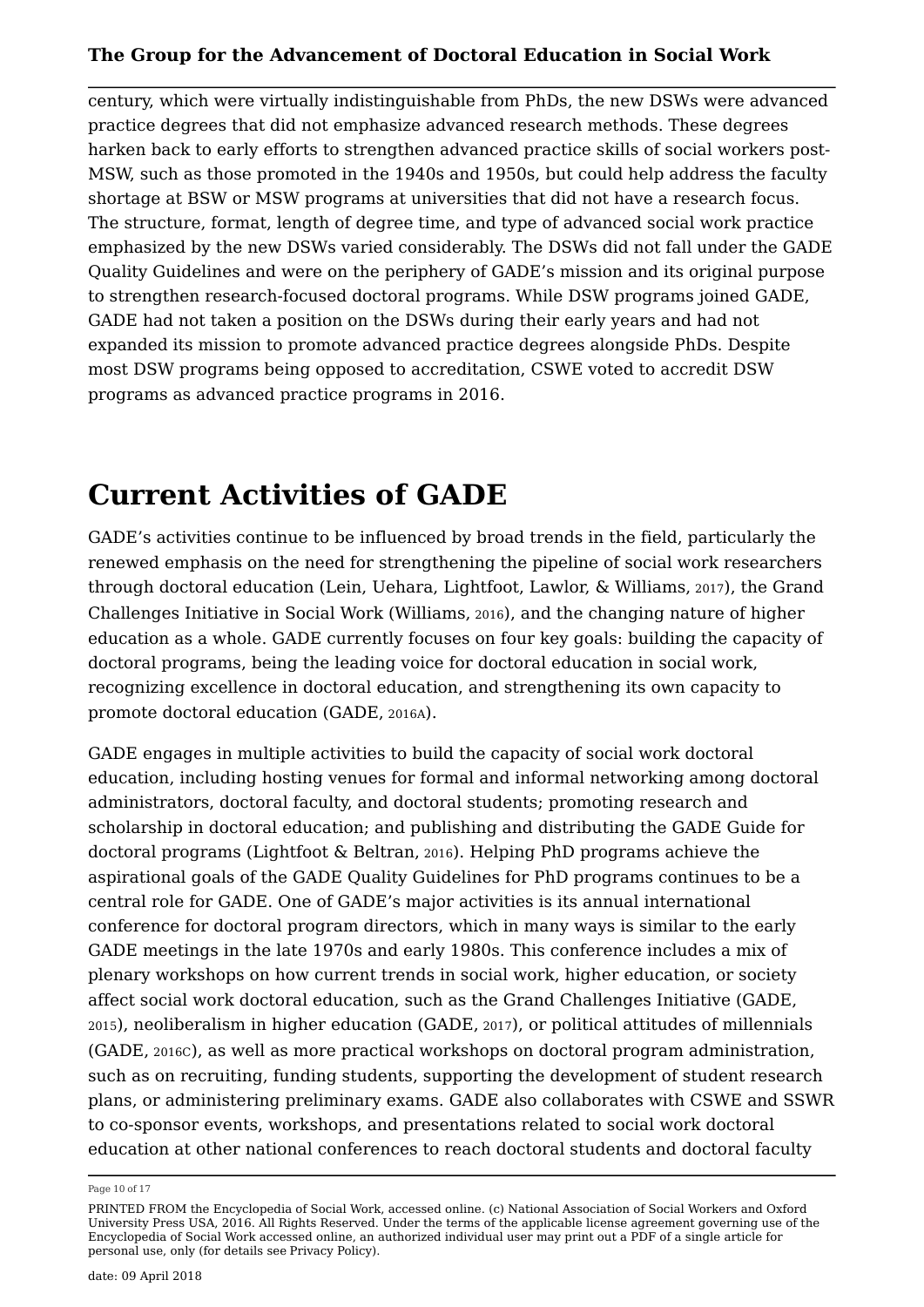century, which were virtually indistinguishable from PhDs, the new DSWs were advanced practice degrees that did not emphasize advanced research methods. These degrees harken back to early efforts to strengthen advanced practice skills of social workers post-MSW, such as those promoted in the 1940s and 1950s, but could help address the faculty shortage at BSW or MSW programs at universities that did not have a research focus. The structure, format, length of degree time, and type of advanced social work practice emphasized by the new DSWs varied considerably. The DSWs did not fall under the GADE Quality Guidelines and were on the periphery of GADE's mission and its original purpose to strengthen research-focused doctoral programs. While DSW programs joined GADE, GADE had not taken a position on the DSWs during their early years and had not expanded its mission to promote advanced practice degrees alongside PhDs. Despite most DSW programs being opposed to accreditation, CSWE voted to accredit DSW programs as advanced practice programs in 2016.

# Current Activities of GADE

GADE's activities continue to be influenced by broad trends in the field, particularly the renewed emphasis on the need for strengthening the pipeline of social work researchers through doctoral education (Lein, Uehara, Lightfoot, Lawlor, & Williams, 2017), the Grand Challenges Initiative in Social Work (Williams, 2016), and the changing nature of higher education as a whole. GADE currently focuses on four key goals: building the capacity of doctoral programs, being the leading voice for doctoral education in social work, recognizing excellence in doctoral education, and strengthening its own capacity to promote doctoral education (GADE, 2016A).

GADE engages in multiple activities to build the capacity of social work doctoral education, including hosting venues for formal and informal networking among doctoral administrators, doctoral faculty, and doctoral students; promoting research and scholarship in doctoral education; and publishing and distributing the GADE Guide for doctoral programs (Lightfoot & Beltran, 2016). Helping PhD programs achieve the aspirational goals of the GADE Quality Guidelines for PhD programs continues to be a central role for GADE. One of GADE's major activities is its annual international conference for doctoral program directors, which in many ways is similar to the early GADE meetings in the late 1970s and early 1980s. This conference includes a mix of plenary workshops on how current trends in social work, higher education, or society affect social work doctoral education, such as the Grand Challenges Initiative (GADE, 2015), neoliberalism in higher education (GADE, 2017), or political attitudes of millennials (GADE, 2016C), as well as more practical workshops on doctoral program administration, such as on recruiting, funding students, supporting the development of student research plans, or administering preliminary exams. GADE also collaborates with CSWE and SSWR to co-sponsor events, workshops, and presentations related to social work doctoral education at other national conferences to reach doctoral students and doctoral faculty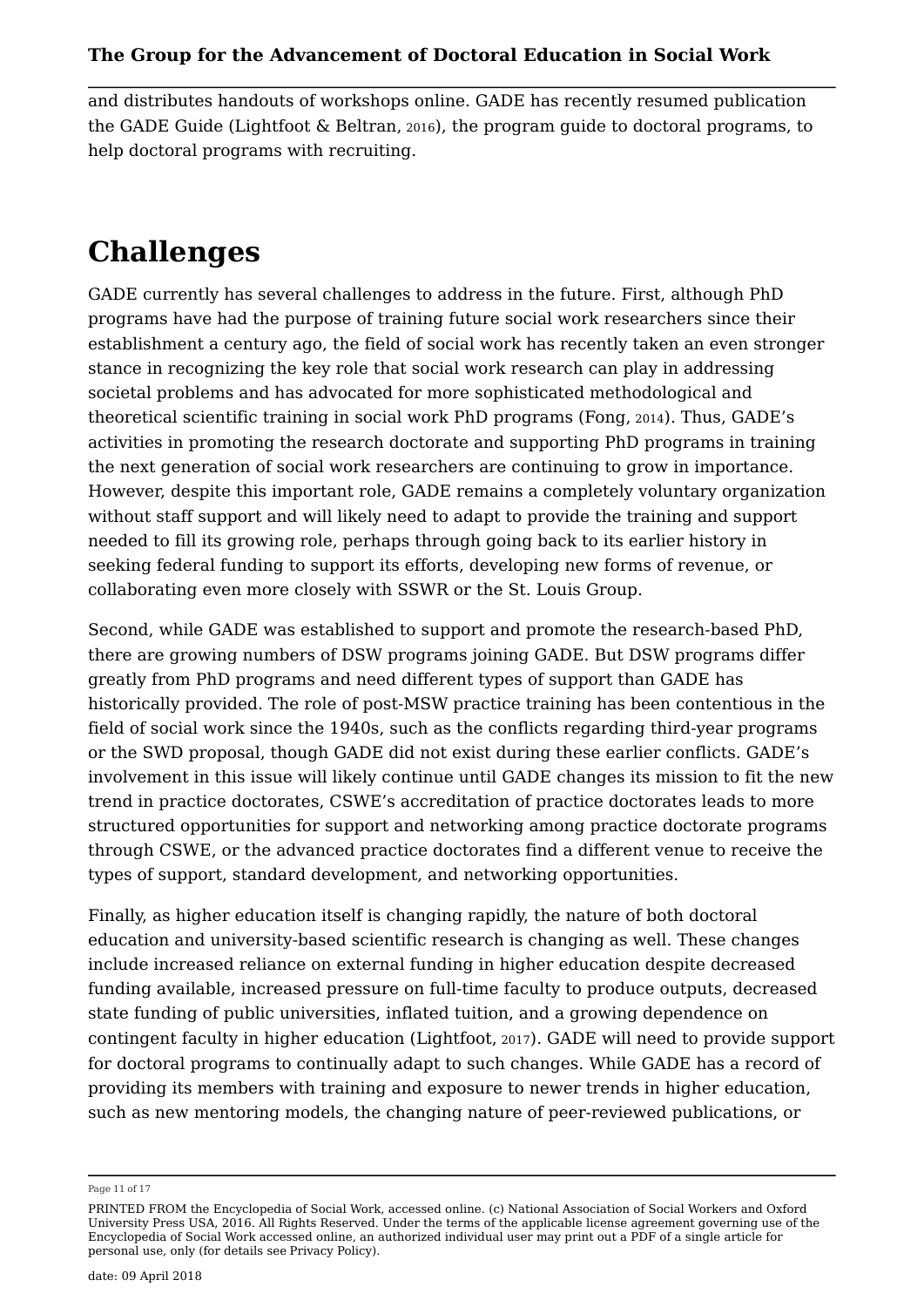and distributes handouts of workshops online. GADE has recently resumed publication the GADE Guide (Lightfoot & Beltran, 2016), the program guide to doctoral programs, to help doctoral programs with recruiting.

## Challenges

GADE currently has several challenges to address in the future. First, although PhD programs have had the purpose of training future social work researchers since their establishment a century ago, the field of social work has recently taken an even stronger stance in recognizing the key role that social work research can play in addressing societal problems and has advocated for more sophisticated methodological and theoretical scientific training in social work PhD programs (Fong, 2014). Thus, GADE's activities in promoting the research doctorate and supporting PhD programs in training the next generation of social work researchers are continuing to grow in importance. However, despite this important role, GADE remains a completely voluntary organization without staff support and will likely need to adapt to provide the training and support needed to fill its growing role, perhaps through going back to its earlier history in seeking federal funding to support its efforts, developing new forms of revenue, or collaborating even more closely with SSWR or the St. Louis Group.

Second, while GADE was established to support and promote the research-based PhD, there are growing numbers of DSW programs joining GADE. But DSW programs differ greatly from PhD programs and need different types of support than GADE has historically provided. The role of post-MSW practice training has been contentious in the field of social work since the 1940s, such as the conflicts regarding third-year programs or the SWD proposal, though GADE did not exist during these earlier conflicts. GADE's involvement in this issue will likely continue until GADE changes its mission to fit the new trend in practice doctorates, CSWE's accreditation of practice doctorates leads to more structured opportunities for support and networking among practice doctorate programs through CSWE, or the advanced practice doctorates find a different venue to receive the types of support, standard development, and networking opportunities.

Finally, as higher education itself is changing rapidly, the nature of both doctoral education and university-based scientific research is changing as well. These changes include increased reliance on external funding in higher education despite decreased funding available, increased pressure on full-time faculty to produce outputs, decreased state funding of public universities, inflated tuition, and a growing dependence on contingent faculty in higher education (Lightfoot, 2017). GADE will need to provide support for doctoral programs to continually adapt to such changes. While GADE has a record of providing its members with training and exposure to newer trends in higher education, such as new mentoring models, the changing nature of peer-reviewed publications, or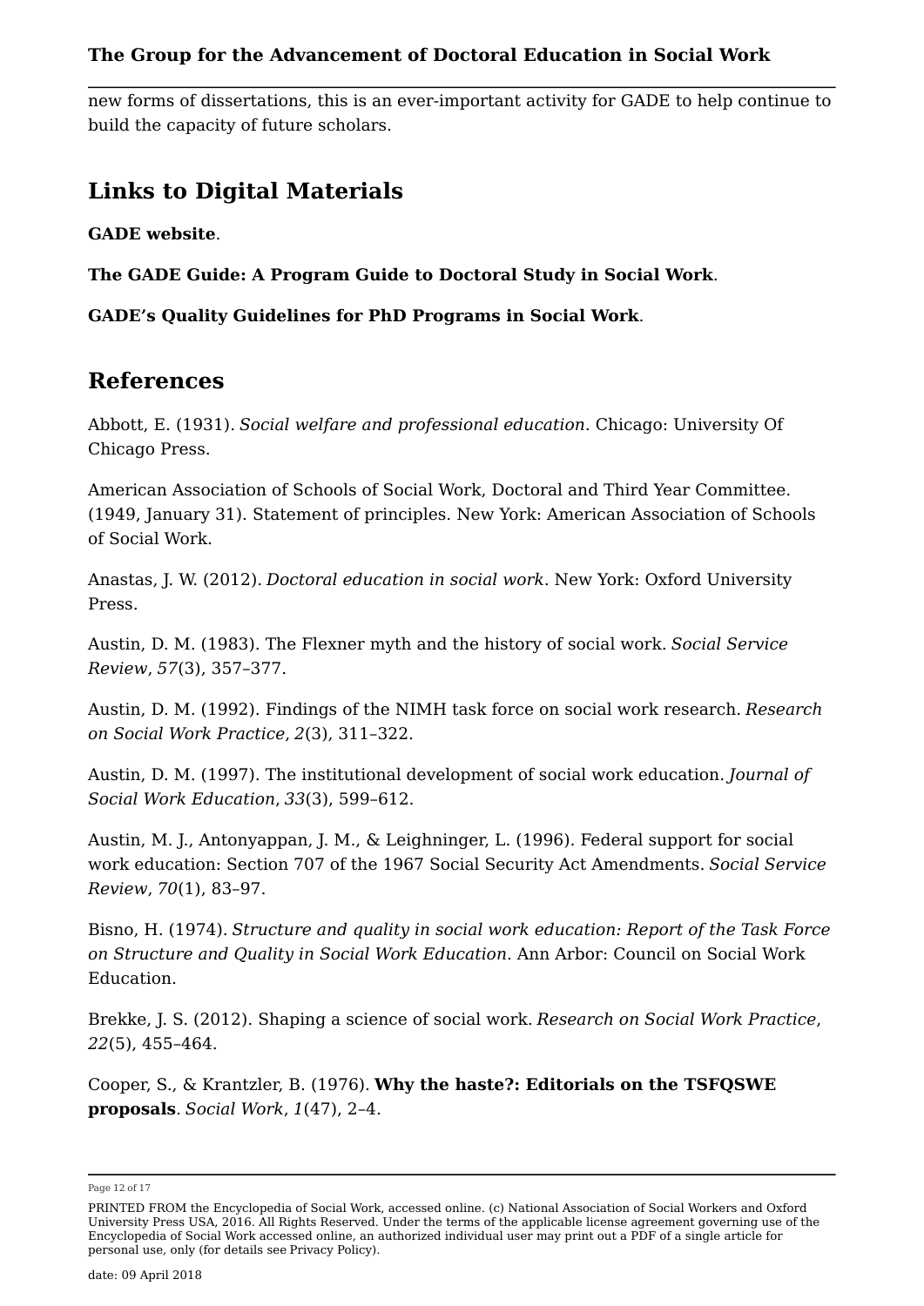new forms of dissertations, this is an ever-important activity for GADE to help continue to build the capacity of future scholars.

## Links to Digital Materials

**GADE website**.

**The GADE Guide: A Program Guide to Doctoral Study in Social Work**.

**GADE's Quality Guidelines for PhD Programs in Social Work**.

## References

Abbott, E. (1931). *Social welfare and professional education*. Chicago: University Of Chicago Press.

American Association of Schools of Social Work, Doctoral and Third Year Committee. (1949, January 31). Statement of principles. New York: American Association of Schools of Social Work.

Anastas, J. W. (2012). *Doctoral education in social work*. New York: Oxford University Press.

Austin, D. M. (1983). The Flexner myth and the history of social work. *Social Service Review*, *57*(3), 357–377.

Austin, D. M. (1992). Findings of the NIMH task force on social work research. *Research on Social Work Practice*, *2*(3), 311–322.

Austin, D. M. (1997). The institutional development of social work education. *Journal of Social Work Education*, *33*(3), 599–612.

Austin, M. J., Antonyappan, J. M., & Leighninger, L. (1996). Federal support for social work education: Section 707 of the 1967 Social Security Act Amendments. *Social Service Review*, *70*(1), 83–97.

Bisno, H. (1974). *Structure and quality in social work education: Report of the Task Force on Structure and Quality in Social Work Education*. Ann Arbor: Council on Social Work Education.

Brekke, J. S. (2012). Shaping a science of social work. *Research on Social Work Practice*, *22*(5), 455–464.

Cooper, S., & Krantzler, B. (1976). **Why the haste?: Editorials on the TSFQSWE proposals**. *Social Work*, *1*(47), 2–4.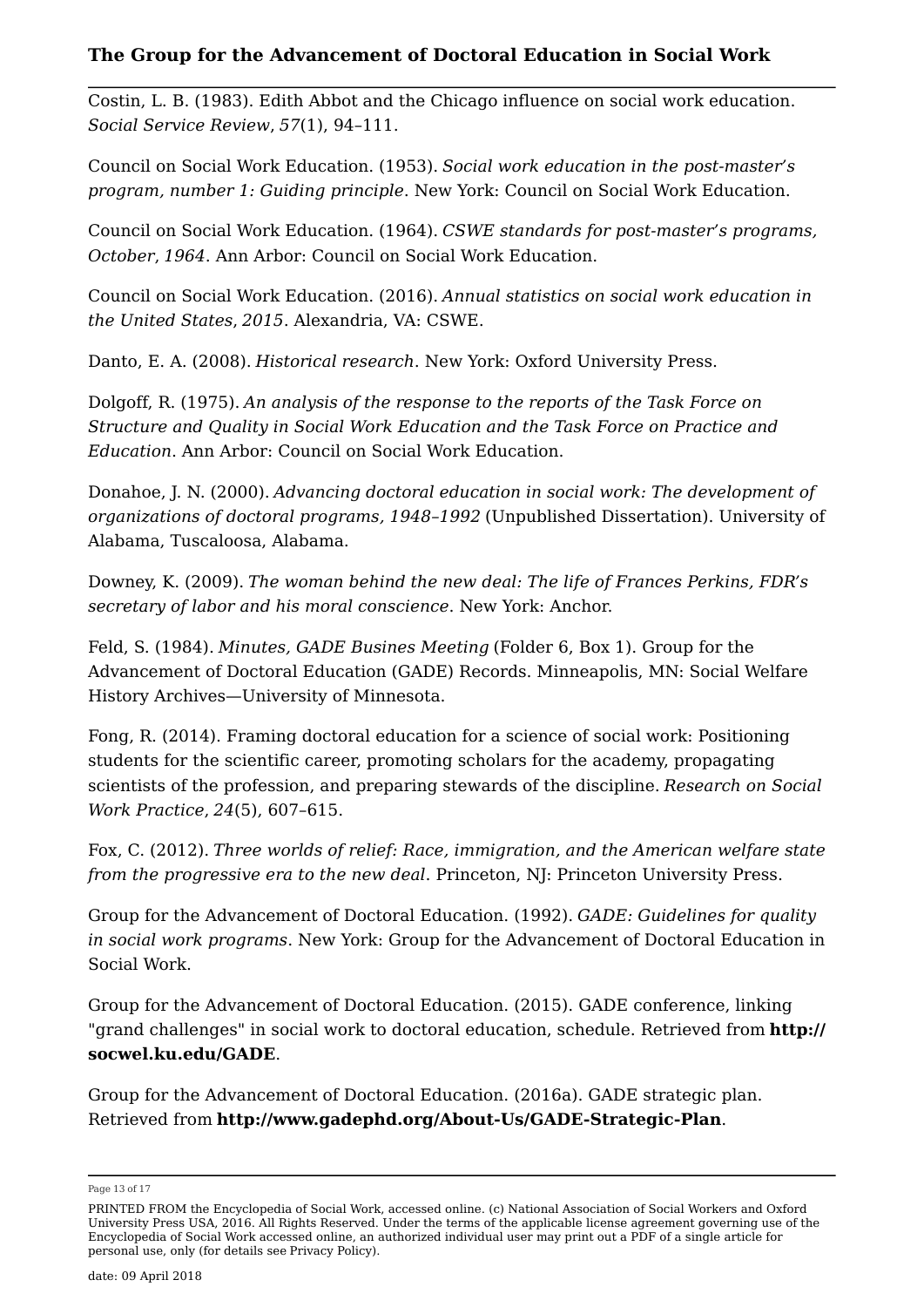Costin, L. B. (1983). Edith Abbot and the Chicago influence on social work education. *Social Service Review*, *57*(1), 94–111.

Council on Social Work Education. (1953). *Social work education in the post-master's program, number 1: Guiding principle*. New York: Council on Social Work Education.

Council on Social Work Education. (1964). *CSWE standards for post-master's programs, October, 1964*. Ann Arbor: Council on Social Work Education.

Council on Social Work Education. (2016). *Annual statistics on social work education in the United States, 2015*. Alexandria, VA: CSWE.

Danto, E. A. (2008). *Historical research*. New York: Oxford University Press.

Dolgoff, R. (1975). *An analysis of the response to the reports of the Task Force on Structure and Quality in Social Work Education and the Task Force on Practice and Education*. Ann Arbor: Council on Social Work Education.

Donahoe, J. N. (2000). *Advancing doctoral education in social work: The development of organizations of doctoral programs, 1948–1992* (Unpublished Dissertation). University of Alabama, Tuscaloosa, Alabama.

Downey, K. (2009). *The woman behind the new deal: The life of Frances Perkins, FDR's secretary of labor and his moral conscience*. New York: Anchor.

Feld, S. (1984). *Minutes, GADE Busines Meeting* (Folder 6, Box 1). Group for the Advancement of Doctoral Education (GADE) Records. Minneapolis, MN: Social Welfare History Archives—University of Minnesota.

Fong, R. (2014). Framing doctoral education for a science of social work: Positioning students for the scientific career, promoting scholars for the academy, propagating scientists of the profession, and preparing stewards of the discipline. *Research on Social Work Practice*, *24*(5), 607–615.

Fox, C. (2012). *Three worlds of relief: Race, immigration, and the American welfare state from the progressive era to the new deal*. Princeton, NJ: Princeton University Press.

Group for the Advancement of Doctoral Education. (1992). *GADE: Guidelines for quality in social work programs*. New York: Group for the Advancement of Doctoral Education in Social Work.

Group for the Advancement of Doctoral Education. (2015). GADE conference, linking "grand challenges" in social work to doctoral education, schedule. Retrieved from **http://socwel.ku.edu/GADE**.

Group for the Advancement of Doctoral Education. (2016a). GADE strategic plan. Retrieved from **http://www.gadephd.org/About-Us/GADE-Strategic-Plan**.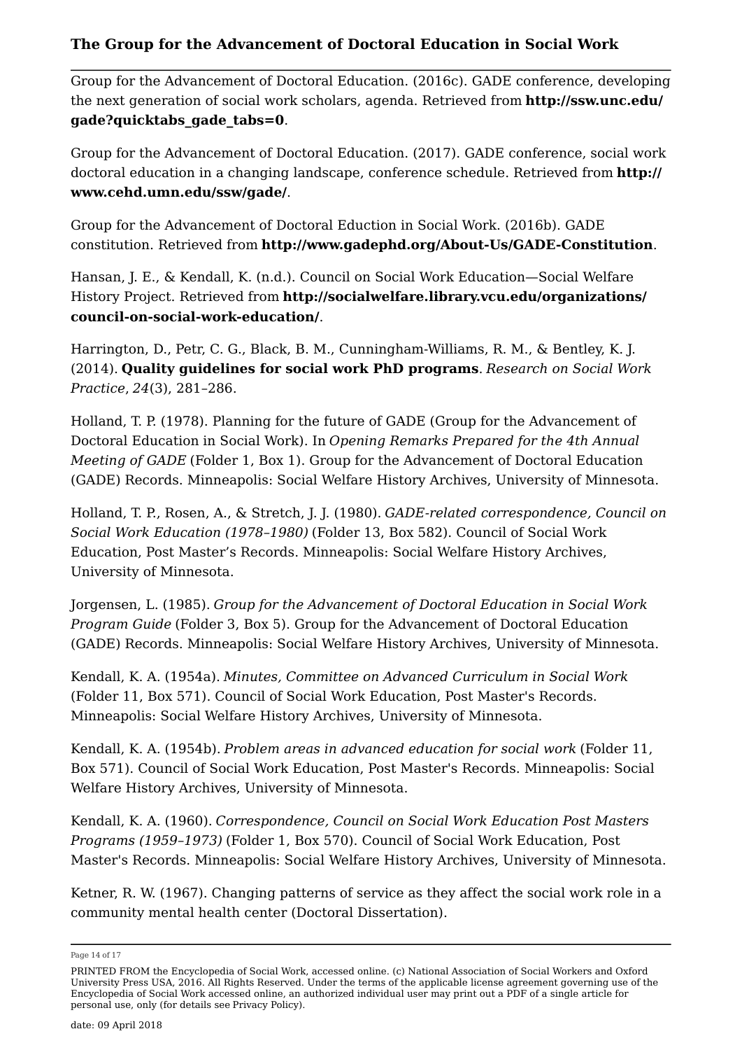Group for the Advancement of Doctoral Education. (2016c). GADE conference, developing the next generation of social work scholars, agenda. Retrieved from **http://ssw.unc.edu/gade?quicktabs_gade_tabs=0**.

Group for the Advancement of Doctoral Education. (2017). GADE conference, social work doctoral education in a changing landscape, conference schedule. Retrieved from **http://www.cehd.umn.edu/ssw/gade/**.

Group for the Advancement of Doctoral Eduction in Social Work. (2016b). GADE constitution. Retrieved from **http://www.gadephd.org/About-Us/GADE-Constitution**.

Hansan, J. E., & Kendall, K. (n.d.). Council on Social Work Education—Social Welfare History Project. Retrieved from **http://socialwelfare.library.vcu.edu/organizations/council-on-social-work-education/**.

Harrington, D., Petr, C. G., Black, B. M., Cunningham-Williams, R. M., & Bentley, K. J. (2014). **Quality guidelines for social work PhD programs**. *Research on Social Work Practice*, *24*(3), 281–286.

Holland, T. P. (1978). Planning for the future of GADE (Group for the Advancement of Doctoral Education in Social Work). In *Opening Remarks Prepared for the 4th Annual Meeting of GADE* (Folder 1, Box 1). Group for the Advancement of Doctoral Education (GADE) Records. Minneapolis: Social Welfare History Archives, University of Minnesota.

Holland, T. P., Rosen, A., & Stretch, J. J. (1980). *GADE-related correspondence, Council on Social Work Education (1978–1980)* (Folder 13, Box 582). Council of Social Work Education, Post Master's Records. Minneapolis: Social Welfare History Archives, University of Minnesota.

Jorgensen, L. (1985). *Group for the Advancement of Doctoral Education in Social Work Program Guide* (Folder 3, Box 5). Group for the Advancement of Doctoral Education (GADE) Records. Minneapolis: Social Welfare History Archives, University of Minnesota.

Kendall, K. A. (1954a). *Minutes, Committee on Advanced Curriculum in Social Work* (Folder 11, Box 571). Council of Social Work Education, Post Master's Records. Minneapolis: Social Welfare History Archives, University of Minnesota.

Kendall, K. A. (1954b). *Problem areas in advanced education for social work* (Folder 11, Box 571). Council of Social Work Education, Post Master's Records. Minneapolis: Social Welfare History Archives, University of Minnesota.

Kendall, K. A. (1960). *Correspondence, Council on Social Work Education Post Masters Programs (1959–1973)* (Folder 1, Box 570). Council of Social Work Education, Post Master's Records. Minneapolis: Social Welfare History Archives, University of Minnesota.

Ketner, R. W. (1967). Changing patterns of service as they affect the social work role in a community mental health center (Doctoral Dissertation).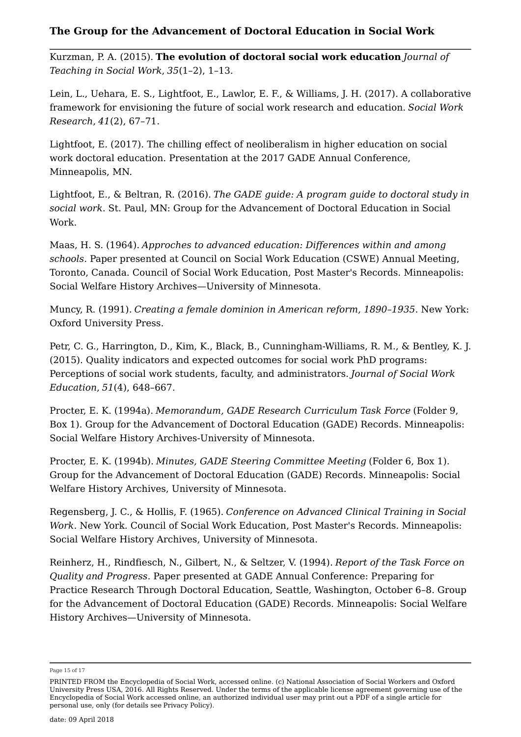Kurzman, P. A. (2015). **The evolution of doctoral social work education** *Journal of Teaching in Social Work*, *35*(1–2), 1–13.

Lein, L., Uehara, E. S., Lightfoot, E., Lawlor, E. F., & Williams, J. H. (2017). A collaborative framework for envisioning the future of social work research and education. *Social Work Research*, *41*(2), 67–71.

Lightfoot, E. (2017). The chilling effect of neoliberalism in higher education on social work doctoral education. Presentation at the 2017 GADE Annual Conference, Minneapolis, MN.

Lightfoot, E., & Beltran, R. (2016). *The GADE guide: A program guide to doctoral study in social work*. St. Paul, MN: Group for the Advancement of Doctoral Education in Social Work.

Maas, H. S. (1964). *Approches to advanced education: Differences within and among schools*. Paper presented at Council on Social Work Education (CSWE) Annual Meeting, Toronto, Canada. Council of Social Work Education, Post Master's Records. Minneapolis: Social Welfare History Archives—University of Minnesota.

Muncy, R. (1991). *Creating a female dominion in American reform, 1890–1935*. New York: Oxford University Press.

Petr, C. G., Harrington, D., Kim, K., Black, B., Cunningham-Williams, R. M., & Bentley, K. J. (2015). Quality indicators and expected outcomes for social work PhD programs: Perceptions of social work students, faculty, and administrators. *Journal of Social Work Education*, *51*(4), 648–667.

Procter, E. K. (1994a). *Memorandum, GADE Research Curriculum Task Force* (Folder 9, Box 1). Group for the Advancement of Doctoral Education (GADE) Records. Minneapolis: Social Welfare History Archives-University of Minnesota.

Procter, E. K. (1994b). *Minutes, GADE Steering Committee Meeting* (Folder 6, Box 1). Group for the Advancement of Doctoral Education (GADE) Records. Minneapolis: Social Welfare History Archives, University of Minnesota.

Regensberg, J. C., & Hollis, F. (1965). *Conference on Advanced Clinical Training in Social Work*. New York. Council of Social Work Education, Post Master's Records. Minneapolis: Social Welfare History Archives, University of Minnesota.

Reinherz, H., Rindfiesch, N., Gilbert, N., & Seltzer, V. (1994). *Report of the Task Force on Quality and Progress*. Paper presented at GADE Annual Conference: Preparing for Practice Research Through Doctoral Education, Seattle, Washington, October 6–8. Group for the Advancement of Doctoral Education (GADE) Records. Minneapolis: Social Welfare History Archives—University of Minnesota.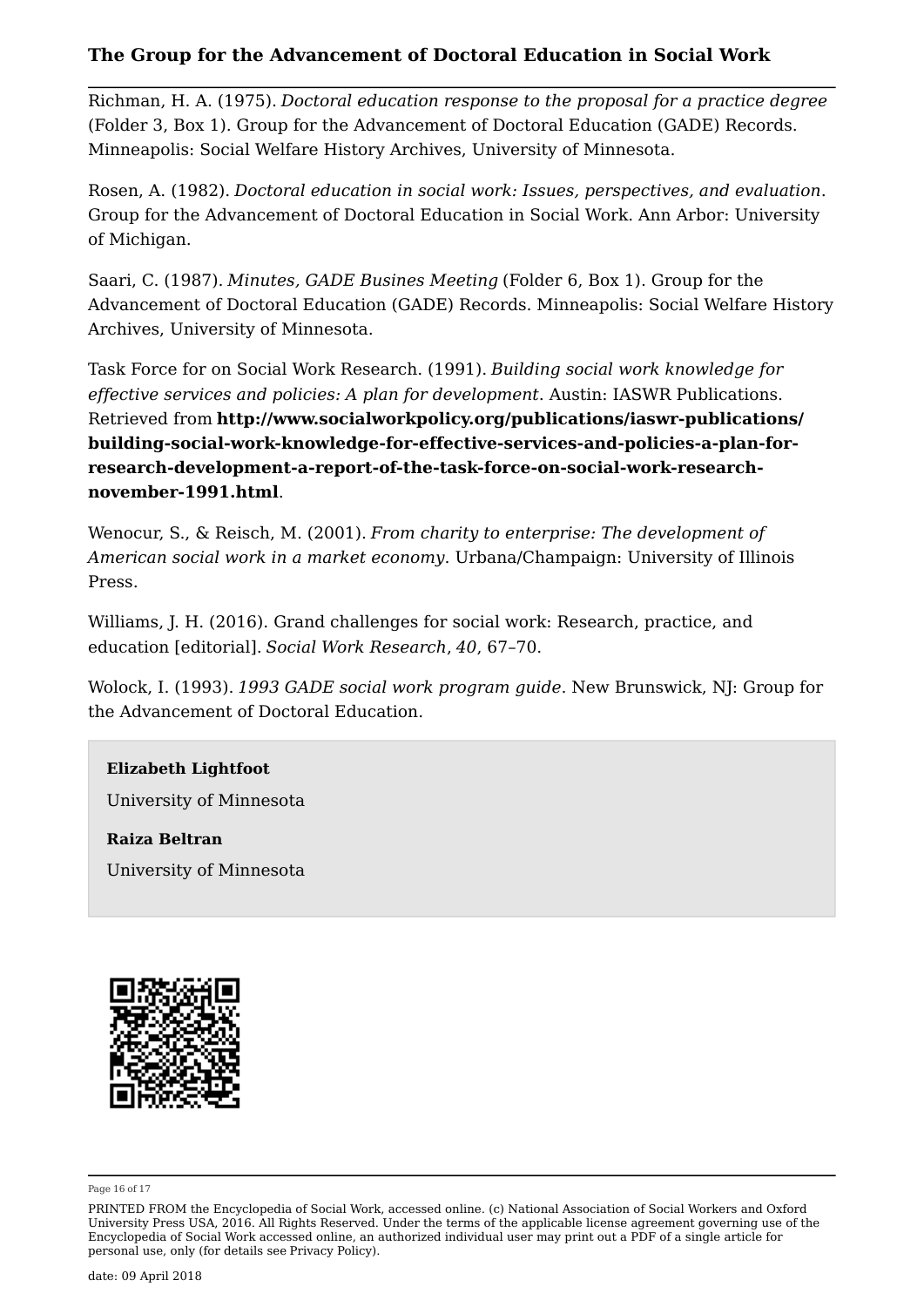Richman, H. A. (1975). *Doctoral education response to the proposal for a practice degree* (Folder 3, Box 1). Group for the Advancement of Doctoral Education (GADE) Records. Minneapolis: Social Welfare History Archives, University of Minnesota.

Rosen, A. (1982). *Doctoral education in social work: Issues, perspectives, and evaluation*. Group for the Advancement of Doctoral Education in Social Work. Ann Arbor: University of Michigan.

Saari, C. (1987). *Minutes, GADE Busines Meeting* (Folder 6, Box 1). Group for the Advancement of Doctoral Education (GADE) Records. Minneapolis: Social Welfare History Archives, University of Minnesota.

Task Force for on Social Work Research. (1991). *Building social work knowledge for effective services and policies: A plan for development*. Austin: IASWR Publications. Retrieved from **http://www.socialworkpolicy.org/publications/iaswr-publications/building-social-work-knowledge-for-effective-services-and-policies-a-plan-for-research-development-a-report-of-the-task-force-on-social-work-research-november-1991.html**.

Wenocur, S., & Reisch, M. (2001). *From charity to enterprise: The development of American social work in a market economy*. Urbana/Champaign: University of Illinois Press.

Williams, J. H. (2016). Grand challenges for social work: Research, practice, and education [editorial]. *Social Work Research*, *40*, 67–70.

Wolock, I. (1993). *1993 GADE social work program guide*. New Brunswick, NJ: Group for the Advancement of Doctoral Education.

**Elizabeth Lightfoot**

University of Minnesota

**Raiza Beltran**

University of Minnesota